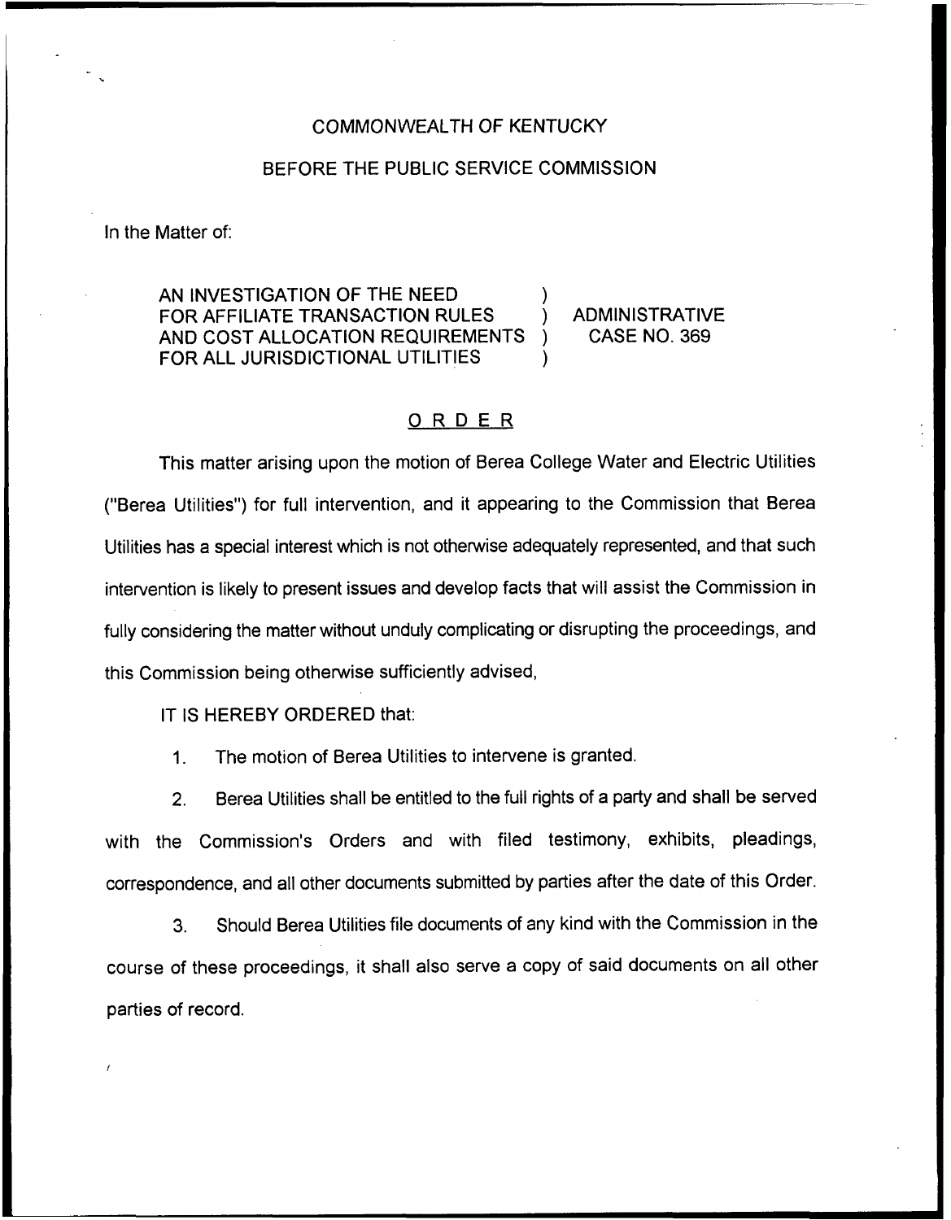COMMONWEALTH OF KENTUCKY

BEFORE THE PUBLIC SERVICE COMMISSION

In the Matter of:

AN INVESTIGATION OF THE NEED FOR AFFILIATE TRANSACTION RULES AND COST ALLOCATION REQUIREMENTS FOR ALL JURISDICTIONAL UTILITIES ) ADMINISTRATIVE CASE NO. 369

# ORDER

This matter arising upon the motion of Berea College Water and Electric Utilities ("Berea Utilities") for full intervention, and it appearing to the Commission that Berea Utilities has a special interest which is not otherwise adequately represented, and that such intervention is likely to present issues and develop facts that will assist the Commission in fully considering the matter without unduly complicating or disrupting the proceedings, and this Commission being otherwise sufficiently advised,

IT IS HEREBY ORDERED that:

1. The motion of Berea Utilities to intervene is granted.

2. Berea Utilities shall be entitled to the full rights of a party and shall be served with the Commission's Orders and with filed testimony, exhibits, pleadings, correspondence, and all other documents submitted by parties after the date of this Order.

3. Should Berea Utilities file documents of any kind with the Commission in the course of these proceedings, it shall also serve a copy of said documents on all other parties of record.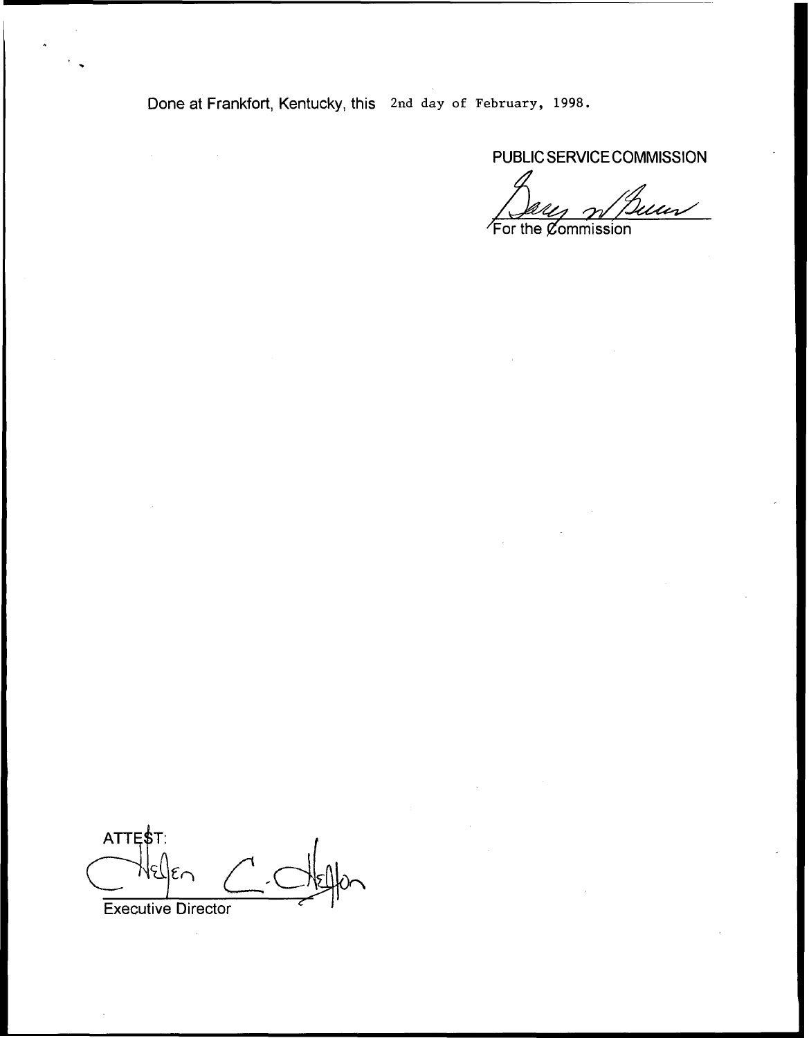Done at Frankfort, Kentucky, this 2nd day of February, 1998.

PUBLIC SERVICE COMMISSION

For the Commission

ATTEST:

Executive Director